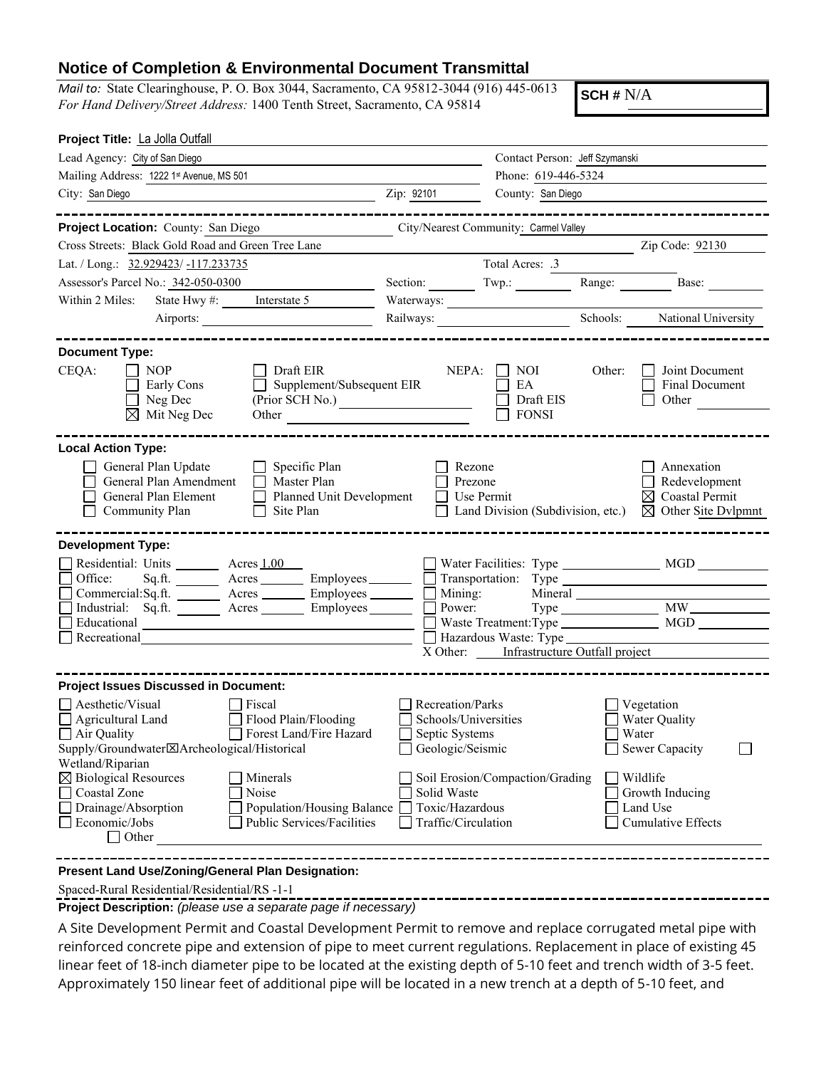# Notice of Completion & Environmental Document Transmittal

*Mail to:* State Clearinghouse, P. O. Box 3044, Sacramento, CA 95812-3044 (916) 445-0613
*For Hand Delivery/Street Address:* 1400 Tenth Street, Sacramento, CA 95814

**SCH #** N/A

**Project Title:** La Jolla Outfall

Lead Agency: City of San Diego
Contact Person: Jeff Szymanski
Mailing Address: 1222 1st Avenue, MS 501
Phone: 619-446-5324
City: San Diego
Zip: 92101
County: San Diego

---

**Project Location:** County: San Diego
City/Nearest Community: Carmel Valley
Cross Streets: Black Gold Road and Green Tree Lane
Zip Code: 92130
Lat. / Long.: 32.929423/ -117.233735
Total Acres: .3
Assessor's Parcel No.: 342-050-0300
Section: Twp.: Range: Base:
Within 2 Miles: State Hwy #: Interstate 5
Waterways:
Airports:
Railways:
Schools: National University

---

**Document Type:**

CEQA:
- ☐ NOP
- ☐ Early Cons
- ☐ Neg Dec
- ☒ Mit Neg Dec
- ☐ Draft EIR
- ☐ Supplement/Subsequent EIR (Prior SCH No.)
- Other

NEPA:
- ☐ NOI
- ☐ EA
- ☐ Draft EIS
- ☐ FONSI

Other:
- ☐ Joint Document
- ☐ Final Document
- ☐ Other

---

**Local Action Type:**

- ☐ General Plan Update
- ☐ General Plan Amendment
- ☐ General Plan Element
- ☐ Community Plan
- ☐ Specific Plan
- ☐ Master Plan
- ☐ Planned Unit Development
- ☐ Site Plan
- ☐ Rezone
- ☐ Prezone
- ☐ Use Permit
- ☐ Land Division (Subdivision, etc.)
- ☐ Annexation
- ☐ Redevelopment
- ☒ Coastal Permit
- ☒ Other Site Dvlpmnt

---

**Development Type:**

- ☐ Residential: Units ___ Acres 1.00
- ☐ Office: Sq.ft. ___ Acres ___ Employees ___
- ☐ Commercial: Sq.ft. ___ Acres ___ Employees ___
- ☐ Industrial: Sq.ft. ___ Acres ___ Employees ___
- ☐ Educational
- ☐ Recreational
- ☐ Water Facilities: Type ___ MGD ___
- ☐ Transportation: Type ___
- ☐ Mining: Mineral ___
- ☐ Power: Type ___ MW ___
- ☐ Waste Treatment: Type ___ MGD ___
- ☐ Hazardous Waste: Type ___
- X Other: Infrastructure Outfall project

---

**Project Issues Discussed in Document:**

- ☐ Aesthetic/Visual
- ☐ Agricultural Land
- ☐ Air Quality
- ☒ Archeological/Historical
- ☒ Biological Resources
- ☐ Coastal Zone
- ☐ Drainage/Absorption
- ☐ Economic/Jobs
- ☐ Fiscal
- ☐ Flood Plain/Flooding
- ☐ Forest Land/Fire Hazard
- ☐ Geologic/Seismic
- ☐ Minerals
- ☐ Noise
- ☐ Population/Housing Balance
- ☐ Public Services/Facilities
- ☐ Recreation/Parks
- ☐ Schools/Universities
- ☐ Septic Systems
- ☐ Sewer Capacity
- ☐ Soil Erosion/Compaction/Grading
- ☐ Solid Waste
- ☐ Toxic/Hazardous
- ☐ Traffic/Circulation
- ☐ Vegetation
- ☐ Water Quality
- ☐ Water Supply/Groundwater
- ☐ Wetland/Riparian
- ☐ Wildlife
- ☐ Growth Inducing
- ☐ Land Use
- ☐ Cumulative Effects
- ☐ Other

---

**Present Land Use/Zoning/General Plan Designation:**

Spaced-Rural Residential/Residential/RS -1-1

**Project Description:** *(please use a separate page if necessary)*

A Site Development Permit and Coastal Development Permit to remove and replace corrugated metal pipe with reinforced concrete pipe and extension of pipe to meet current regulations. Replacement in place of existing 45 linear feet of 18-inch diameter pipe to be located at the existing depth of 5-10 feet and trench width of 3-5 feet. Approximately 150 linear feet of additional pipe will be located in a new trench at a depth of 5-10 feet, and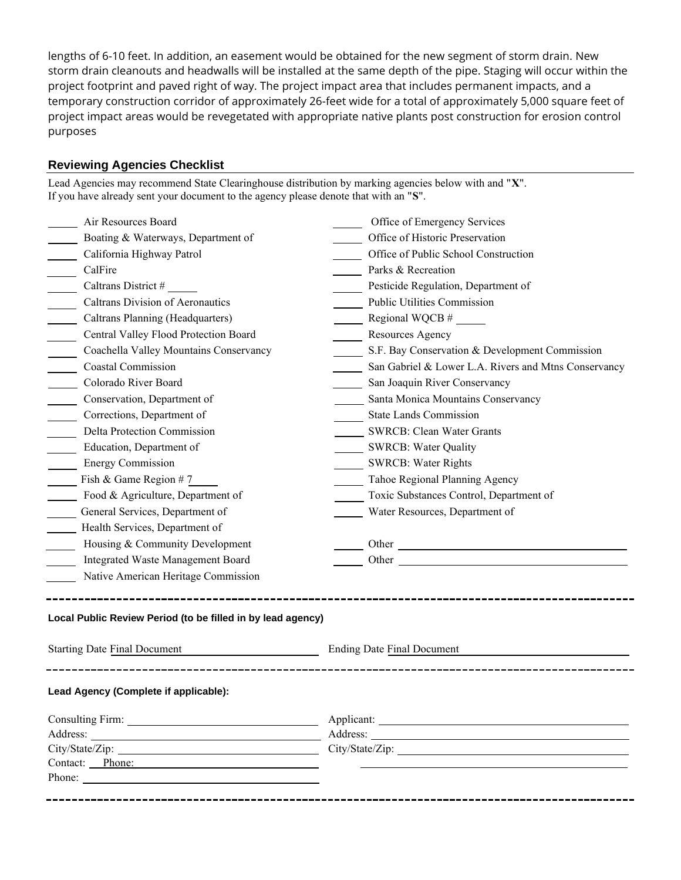lengths of 6-10 feet. In addition, an easement would be obtained for the new segment of storm drain. New storm drain cleanouts and headwalls will be installed at the same depth of the pipe. Staging will occur within the project footprint and paved right of way. The project impact area that includes permanent impacts, and a temporary construction corridor of approximately 26-feet wide for a total of approximately 5,000 square feet of project impact areas would be revegetated with appropriate native plants post construction for erosion control purposes

### Reviewing Agencies Checklist

Lead Agencies may recommend State Clearinghouse distribution by marking agencies below with and "**X**".
If you have already sent your document to the agency please denote that with an "**S**".

- ____ Air Resources Board
- ____ Boating & Waterways, Department of
- ____ California Highway Patrol
- ____ CalFire
- ____ Caltrans District # ____
- ____ Caltrans Division of Aeronautics
- ____ Caltrans Planning (Headquarters)
- ____ Central Valley Flood Protection Board
- ____ Coachella Valley Mountains Conservancy
- ____ Coastal Commission
- ____ Colorado River Board
- ____ Conservation, Department of
- ____ Corrections, Department of
- ____ Delta Protection Commission
- ____ Education, Department of
- ____ Energy Commission
- ____ Fish & Game Region # 7
- ____ Food & Agriculture, Department of
- ____ General Services, Department of
- ____ Health Services, Department of
- ____ Housing & Community Development
- ____ Integrated Waste Management Board
- ____ Native American Heritage Commission
- ____ Office of Emergency Services
- ____ Office of Historic Preservation
- ____ Office of Public School Construction
- ____ Parks & Recreation
- ____ Pesticide Regulation, Department of
- ____ Public Utilities Commission
- ____ Regional WQCB # ____
- ____ Resources Agency
- ____ S.F. Bay Conservation & Development Commission
- ____ San Gabriel & Lower L.A. Rivers and Mtns Conservancy
- ____ San Joaquin River Conservancy
- ____ Santa Monica Mountains Conservancy
- ____ State Lands Commission
- ____ SWRCB: Clean Water Grants
- ____ SWRCB: Water Quality
- ____ SWRCB: Water Rights
- ____ Tahoe Regional Planning Agency
- ____ Toxic Substances Control, Department of
- ____ Water Resources, Department of
- ____ Other ____________
- ____ Other ____________

---

**Local Public Review Period (to be filled in by lead agency)**

Starting Date Final Document    Ending Date Final Document

---

**Lead Agency (Complete if applicable):**

Consulting Firm: ____________
Address: ____________
City/State/Zip: ____________
Contact: Phone: ____________
Phone: ____________

Applicant: ____________
Address: ____________
City/State/Zip: ____________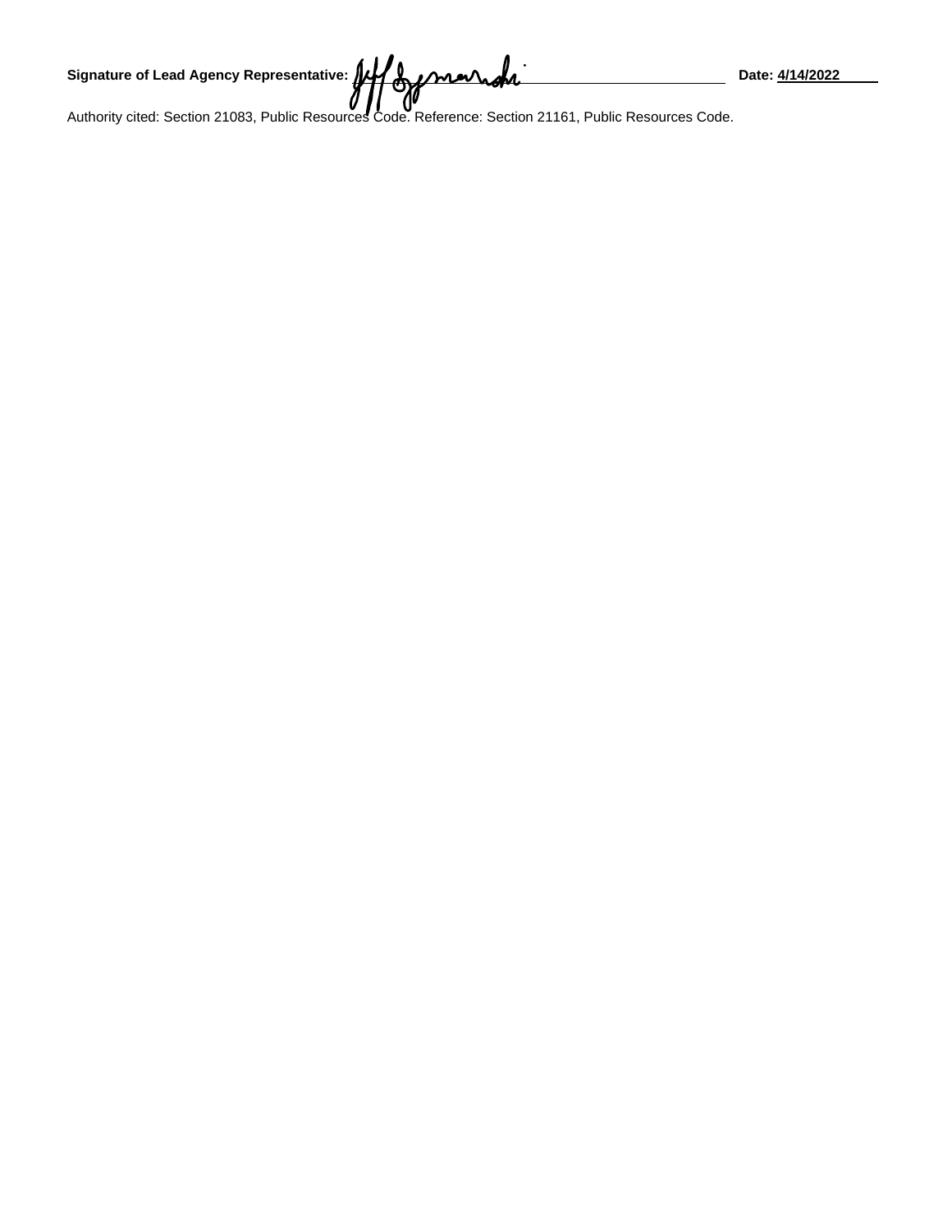**Signature of Lead Agency Representative:** ______________________ **Date: 4/14/2022**

Authority cited: Section 21083, Public Resources Code. Reference: Section 21161, Public Resources Code.